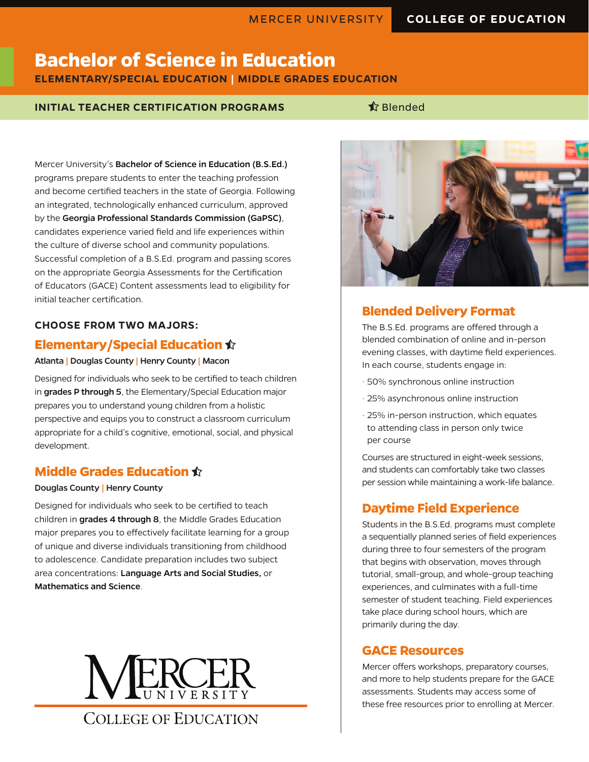MERCER UNIVERSITY | COLLEGE OF EDUCATION

# Bachelor of Science in Education

**ELEMENTARY/SPECIAL EDUCATION | MIDDLE GRADES EDUCATION**

**INITIAL TEACHER CERTIFICATION PROGRAMS** ⯪ Blended

Mercer University's **Bachelor of Science in Education (B.S.Ed.)** programs prepare students to enter the teaching profession and become certified teachers in the state of Georgia. Following an integrated, technologically enhanced curriculum, approved by the **Georgia Professional Standards Commission (GaPSC)**, candidates experience varied field and life experiences within the culture of diverse school and community populations. Successful completion of a B.S.Ed. program and passing scores on the appropriate Georgia Assessments for the Certification of Educators (GACE) Content assessments lead to eligibility for initial teacher certification.

**CHOOSE FROM TWO MAJORS:**

## Elementary/Special Education ⯪

**Atlanta | Douglas County | Henry County | Macon**

Designed for individuals who seek to be certified to teach children in **grades P through 5**, the Elementary/Special Education major prepares you to understand young children from a holistic perspective and equips you to construct a classroom curriculum appropriate for a child's cognitive, emotional, social, and physical development.

## Middle Grades Education ⯪

**Douglas County | Henry County**

Designed for individuals who seek to be certified to teach children in **grades 4 through 8**, the Middle Grades Education major prepares you to effectively facilitate learning for a group of unique and diverse individuals transitioning from childhood to adolescence. Candidate preparation includes two subject area concentrations: **Language Arts and Social Studies,** or **Mathematics and Science**.

MERCER UNIVERSITY
COLLEGE OF EDUCATION

## Blended Delivery Format

The B.S.Ed. programs are offered through a blended combination of online and in-person evening classes, with daytime field experiences. In each course, students engage in:

- 50% synchronous online instruction
- 25% asynchronous online instruction
- 25% in-person instruction, which equates to attending class in person only twice per course

Courses are structured in eight-week sessions, and students can comfortably take two classes per session while maintaining a work-life balance.

## Daytime Field Experience

Students in the B.S.Ed. programs must complete a sequentially planned series of field experiences during three to four semesters of the program that begins with observation, moves through tutorial, small-group, and whole-group teaching experiences, and culminates with a full-time semester of student teaching. Field experiences take place during school hours, which are primarily during the day.

## GACE Resources

Mercer offers workshops, preparatory courses, and more to help students prepare for the GACE assessments. Students may access some of these free resources prior to enrolling at Mercer.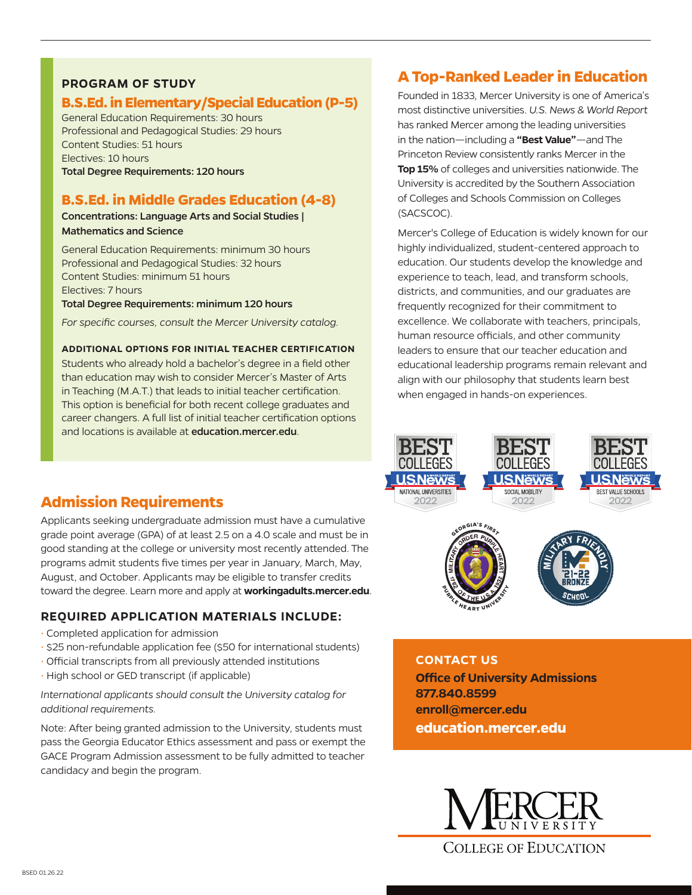## PROGRAM OF STUDY

### B.S.Ed. in Elementary/Special Education (P-5)

General Education Requirements: 30 hours
Professional and Pedagogical Studies: 29 hours
Content Studies: 51 hours
Electives: 10 hours
**Total Degree Requirements: 120 hours**

### B.S.Ed. in Middle Grades Education (4-8)

**Concentrations: Language Arts and Social Studies | Mathematics and Science**

General Education Requirements: minimum 30 hours
Professional and Pedagogical Studies: 32 hours
Content Studies: minimum 51 hours
Electives: 7 hours
**Total Degree Requirements: minimum 120 hours**

*For specific courses, consult the Mercer University catalog.*

#### ADDITIONAL OPTIONS FOR INITIAL TEACHER CERTIFICATION

Students who already hold a bachelor's degree in a field other than education may wish to consider Mercer's Master of Arts in Teaching (M.A.T.) that leads to initial teacher certification. This option is beneficial for both recent college graduates and career changers. A full list of initial teacher certification options and locations is available at **education.mercer.edu**.

## Admission Requirements

Applicants seeking undergraduate admission must have a cumulative grade point average (GPA) of at least 2.5 on a 4.0 scale and must be in good standing at the college or university most recently attended. The programs admit students five times per year in January, March, May, August, and October. Applicants may be eligible to transfer credits toward the degree. Learn more and apply at **workingadults.mercer.edu**.

### REQUIRED APPLICATION MATERIALS INCLUDE:

- Completed application for admission
- $25 non-refundable application fee ($50 for international students)
- Official transcripts from all previously attended institutions
- High school or GED transcript (if applicable)

*International applicants should consult the University catalog for additional requirements.*

Note: After being granted admission to the University, students must pass the Georgia Educator Ethics assessment and pass or exempt the GACE Program Admission assessment to be fully admitted to teacher candidacy and begin the program.

## A Top-Ranked Leader in Education

Founded in 1833, Mercer University is one of America's most distinctive universities. *U.S. News & World Report* has ranked Mercer among the leading universities in the nation—including a **"Best Value"**—and The Princeton Review consistently ranks Mercer in the **Top 15%** of colleges and universities nationwide. The University is accredited by the Southern Association of Colleges and Schools Commission on Colleges (SACSCOC).

Mercer's College of Education is widely known for our highly individualized, student-centered approach to education. Our students develop the knowledge and experience to teach, lead, and transform schools, districts, and communities, and our graduates are frequently recognized for their commitment to excellence. We collaborate with teachers, principals, human resource officials, and other community leaders to ensure that our teacher education and educational leadership programs remain relevant and align with our philosophy that students learn best when engaged in hands-on experiences.

BEST COLLEGES U.S.News & World Report NATIONAL UNIVERSITIES 2022

BEST COLLEGES U.S.News & World Report SOCIAL MOBILITY 2022

BEST COLLEGES U.S.News & World Report BEST VALUE SCHOOLS 2022

Georgia's First Military Order of the Purple Heart — Purple Heart University

Military Friendly '21-22 Bronze School

### CONTACT US

**Office of University Admissions**
**877.840.8599**
**enroll@mercer.edu**
**education.mercer.edu**

MERCER UNIVERSITY
COLLEGE OF EDUCATION

BSED 01.26.22